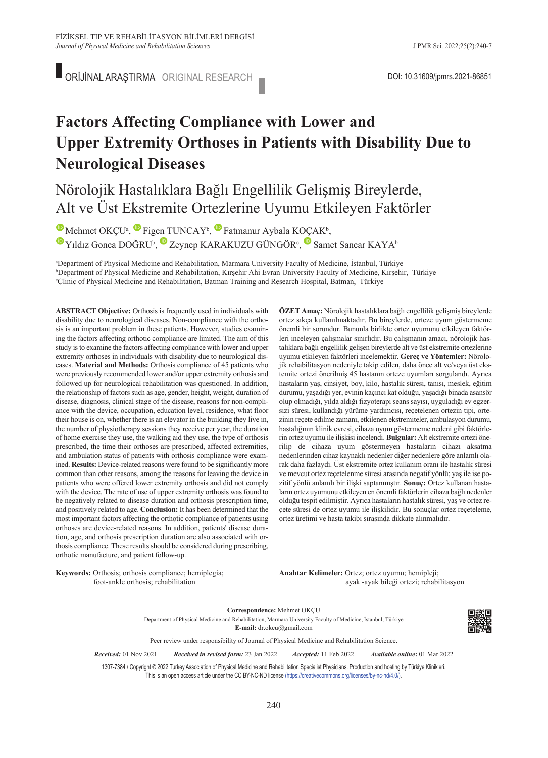ORİJİNAL ARAŞTIRMA ORIGINAL RESEARCH

DOI: 10.31609/jpmrs.2021-86851

# Factors Affecting Compliance with Lower and Upper Extremity Orthoses in Patients with Disability Due to Neurological Diseases

## Nörolojik Hastalıklara Bağlı Engellilik Gelişmiş Bireylerde, Alt ve Üst Ekstremite Ortezlerine Uyumu Etkileyen Faktörler

Mehmet OKÇU[a], Figen TUNCAY[b], Fatmanur Aybala KOÇAK[b], Yıldız Gonca DOĞRU[b], Zeynep KARAKUZU GÜNGÖR[c], Samet Sancar KAYA[b]

[a]Department of Physical Medicine and Rehabilitation, Marmara University Faculty of Medicine, İstanbul, Türkiye
[b]Department of Physical Medicine and Rehabilitation, Kırşehir Ahi Evran University Faculty of Medicine, Kırşehir, Türkiye
[c]Clinic of Physical Medicine and Rehabilitation, Batman Training and Research Hospital, Batman, Türkiye

**ABSTRACT Objective:** Orthosis is frequently used in individuals with disability due to neurological diseases. Non-compliance with the orthosis is an important problem in these patients. However, studies examining the factors affecting orthotic compliance are limited. The aim of this study is to examine the factors affecting compliance with lower and upper extremity orthoses in individuals with disability due to neurological diseases. **Material and Methods:** Orthosis compliance of 45 patients who were previously recommended lower and/or upper extremity orthosis and followed up for neurological rehabilitation was questioned. In addition, the relationship of factors such as age, gender, height, weight, duration of disease, diagnosis, clinical stage of the disease, reasons for non-compliance with the device, occupation, education level, residence, what floor their house is on, whether there is an elevator in the building they live in, the number of physiotherapy sessions they receive per year, the duration of home exercise they use, the walking aid they use, the type of orthosis prescribed, the time their orthoses are prescribed, affected extremities, and ambulation status of patients with orthosis compliance were examined. **Results:** Device-related reasons were found to be significantly more common than other reasons, among the reasons for leaving the device in patients who were offered lower extremity orthosis and did not comply with the device. The rate of use of upper extremity orthosis was found to be negatively related to disease duration and orthosis prescription time, and positively related to age. **Conclusion:** It has been determined that the most important factors affecting the orthotic compliance of patients using orthoses are device-related reasons. In addition, patients' disease duration, age, and orthosis prescription duration are also associated with orthosis compliance. These results should be considered during prescribing, orthotic manufacture, and patient follow-up.

**Keywords:** Orthosis; orthosis compliance; hemiplegia; foot-ankle orthosis; rehabilitation

**ÖZET Amaç:** Nörolojik hastalıklara bağlı engellilik gelişmiş bireylerde ortez sıkça kullanılmaktadır. Bu bireylerde, orteze uyum göstermeme önemli bir sorundur. Bununla birlikte ortez uyumunu etkileyen faktörleri inceleyen çalışmalar sınırlıdır. Bu çalışmanın amacı, nörolojik hastalıklara bağlı engellilik gelişen bireylerde alt ve üst ekstremite ortezlerine uyumu etkileyen faktörleri incelemektir. **Gereç ve Yöntemler:** Nörolojik rehabilitasyon nedeniyle takip edilen, daha önce alt ve/veya üst ekstemite ortezi önerilmiş 45 hastanın orteze uyumları sorgulandı. Ayrıca hastaların yaş, cinsiyet, boy, kilo, hastalık süresi, tanısı, meslek, eğitim durumu, yaşadığı yer, evinin kaçıncı kat olduğu, yaşadığı binada asansör olup olmadığı, yılda aldığı fizyoterapi seans sayısı, uyguladığı ev egzersizi süresi, kullandığı yürüme yardımcısı, reçetelenen ortezin tipi, ortezinin reçete edilme zamanı, etkilenen ekstremiteler, ambulasyon durumu, hastalığının klinik evresi, cihaza uyum göstermeme nedeni gibi faktörlerin ortez uyumu ile ilişkisi incelendi. **Bulgular:** Alt ekstremite ortezi önerilip de cihaza uyum göstermeyen hastaların cihazı aksatma nedenlerinden cihaz kaynaklı nedenler diğer nedenlere göre anlamlı olarak daha fazlaydı. Üst ekstremite ortez kullanım oranı ile hastalık süresi ve mevcut ortez reçetelenme süresi arasında negatif yönlü; yaş ile ise pozitif yönlü anlamlı bir ilişki saptanmıştır. **Sonuç:** Ortez kullanan hastaların ortez uyumunu etkileyen en önemli faktörlerin cihaza bağlı nedenler olduğu tespit edilmiştir. Ayrıca hastaların hastalık süresi, yaş ve ortez reçete süresi de ortez uyumu ile ilişkilidir. Bu sonuçlar ortez reçeteleme, ortez üretimi ve hasta takibi sırasında dikkate alınmalıdır.

**Anahtar Kelimeler:** Ortez; ortez uyumu; hemipleji; ayak -ayak bileği ortezi; rehabilitasyon

**Correspondence:** Mehmet OKÇU
Department of Physical Medicine and Rehabilitation, Marmara University Faculty of Medicine, İstanbul, Türkiye
**E-mail:** dr.okcu@gmail.com

Peer review under responsibility of Journal of Physical Medicine and Rehabilitation Science.

*Received:* 01 Nov 2021 *Received in revised form:* 23 Jan 2022 *Accepted:* 11 Feb 2022 *Available online:* 01 Mar 2022

1307-7384 / Copyright © 2022 Turkey Association of Physical Medicine and Rehabilitation Specialist Physicians. Production and hosting by Türkiye Klinikleri.
This is an open access article under the CC BY-NC-ND license (https://creativecommons.org/licenses/by-nc-nd/4.0/).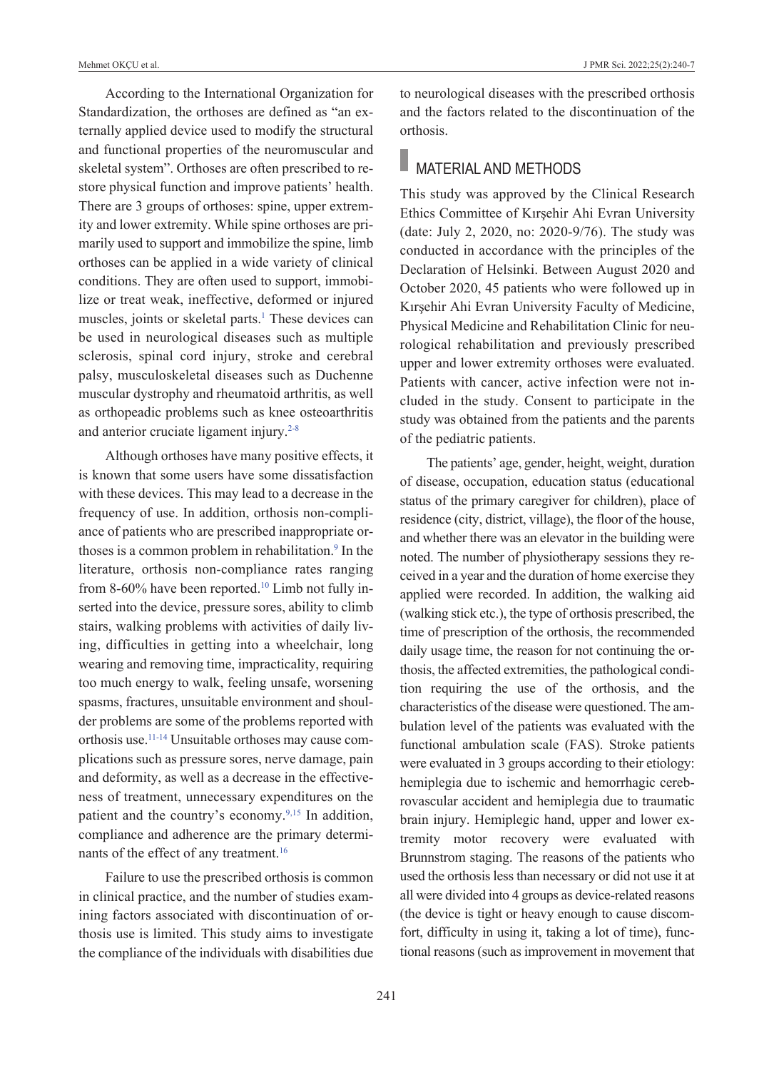According to the International Organization for Standardization, the orthoses are defined as "an externally applied device used to modify the structural and functional properties of the neuromuscular and skeletal system". Orthoses are often prescribed to restore physical function and improve patients' health. There are 3 groups of orthoses: spine, upper extremity and lower extremity. While spine orthoses are primarily used to support and immobilize the spine, limb orthoses can be applied in a wide variety of clinical conditions. They are often used to support, immobilize or treat weak, ineffective, deformed or injured muscles, joints or skeletal parts.[1] These devices can be used in neurological diseases such as multiple sclerosis, spinal cord injury, stroke and cerebral palsy, musculoskeletal diseases such as Duchenne muscular dystrophy and rheumatoid arthritis, as well as orthopeadic problems such as knee osteoarthritis and anterior cruciate ligament injury.[2-8]

Although orthoses have many positive effects, it is known that some users have some dissatisfaction with these devices. This may lead to a decrease in the frequency of use. In addition, orthosis non-compliance of patients who are prescribed inappropriate orthoses is a common problem in rehabilitation.[9] In the literature, orthosis non-compliance rates ranging from 8-60% have been reported.[10] Limb not fully inserted into the device, pressure sores, ability to climb stairs, walking problems with activities of daily living, difficulties in getting into a wheelchair, long wearing and removing time, impracticality, requiring too much energy to walk, feeling unsafe, worsening spasms, fractures, unsuitable environment and shoulder problems are some of the problems reported with orthosis use.[11-14] Unsuitable orthoses may cause complications such as pressure sores, nerve damage, pain and deformity, as well as a decrease in the effectiveness of treatment, unnecessary expenditures on the patient and the country's economy.[9,15] In addition, compliance and adherence are the primary determinants of the effect of any treatment.[16]

Failure to use the prescribed orthosis is common in clinical practice, and the number of studies examining factors associated with discontinuation of orthosis use is limited. This study aims to investigate the compliance of the individuals with disabilities due to neurological diseases with the prescribed orthosis and the factors related to the discontinuation of the orthosis.

## MATERIAL AND METHODS

This study was approved by the Clinical Research Ethics Committee of Kırşehir Ahi Evran University (date: July 2, 2020, no: 2020-9/76). The study was conducted in accordance with the principles of the Declaration of Helsinki. Between August 2020 and October 2020, 45 patients who were followed up in Kırşehir Ahi Evran University Faculty of Medicine, Physical Medicine and Rehabilitation Clinic for neurological rehabilitation and previously prescribed upper and lower extremity orthoses were evaluated. Patients with cancer, active infection were not included in the study. Consent to participate in the study was obtained from the patients and the parents of the pediatric patients.

The patients' age, gender, height, weight, duration of disease, occupation, education status (educational status of the primary caregiver for children), place of residence (city, district, village), the floor of the house, and whether there was an elevator in the building were noted. The number of physiotherapy sessions they received in a year and the duration of home exercise they applied were recorded. In addition, the walking aid (walking stick etc.), the type of orthosis prescribed, the time of prescription of the orthosis, the recommended daily usage time, the reason for not continuing the orthosis, the affected extremities, the pathological condition requiring the use of the orthosis, and the characteristics of the disease were questioned. The ambulation level of the patients was evaluated with the functional ambulation scale (FAS). Stroke patients were evaluated in 3 groups according to their etiology: hemiplegia due to ischemic and hemorrhagic cerebrovascular accident and hemiplegia due to traumatic brain injury. Hemiplegic hand, upper and lower extremity motor recovery were evaluated with Brunnstrom staging. The reasons of the patients who used the orthosis less than necessary or did not use it at all were divided into 4 groups as device-related reasons (the device is tight or heavy enough to cause discomfort, difficulty in using it, taking a lot of time), functional reasons (such as improvement in movement that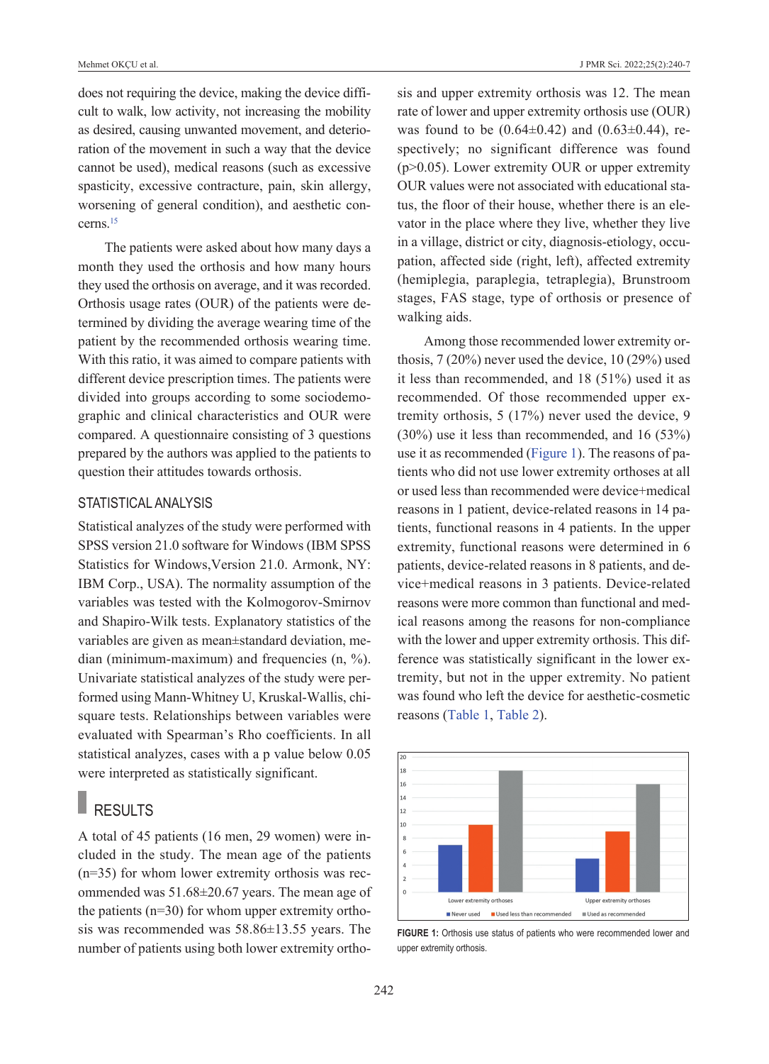does not requiring the device, making the device difficult to walk, low activity, not increasing the mobility as desired, causing unwanted movement, and deterioration of the movement in such a way that the device cannot be used), medical reasons (such as excessive spasticity, excessive contracture, pain, skin allergy, worsening of general condition), and aesthetic concerns.[15]

The patients were asked about how many days a month they used the orthosis and how many hours they used the orthosis on average, and it was recorded. Orthosis usage rates (OUR) of the patients were determined by dividing the average wearing time of the patient by the recommended orthosis wearing time. With this ratio, it was aimed to compare patients with different device prescription times. The patients were divided into groups according to some sociodemographic and clinical characteristics and OUR were compared. A questionnaire consisting of 3 questions prepared by the authors was applied to the patients to question their attitudes towards orthosis.

### STATISTICAL ANALYSIS

Statistical analyzes of the study were performed with SPSS version 21.0 software for Windows (IBM SPSS Statistics for Windows,Version 21.0. Armonk, NY: IBM Corp., USA). The normality assumption of the variables was tested with the Kolmogorov-Smirnov and Shapiro-Wilk tests. Explanatory statistics of the variables are given as mean±standard deviation, median (minimum-maximum) and frequencies (n, %). Univariate statistical analyzes of the study were performed using Mann-Whitney U, Kruskal-Wallis, chi-square tests. Relationships between variables were evaluated with Spearman's Rho coefficients. In all statistical analyzes, cases with a p value below 0.05 were interpreted as statistically significant.

## RESULTS

A total of 45 patients (16 men, 29 women) were included in the study. The mean age of the patients (n=35) for whom lower extremity orthosis was recommended was 51.68±20.67 years. The mean age of the patients (n=30) for whom upper extremity orthosis was recommended was 58.86±13.55 years. The number of patients using both lower extremity orthosis and upper extremity orthosis was 12. The mean rate of lower and upper extremity orthosis use (OUR) was found to be (0.64±0.42) and (0.63±0.44), respectively; no significant difference was found ($p>0.05$). Lower extremity OUR or upper extremity OUR values were not associated with educational status, the floor of their house, whether there is an elevator in the place where they live, whether they live in a village, district or city, diagnosis-etiology, occupation, affected side (right, left), affected extremity (hemiplegia, paraplegia, tetraplegia), Brunstroom stages, FAS stage, type of orthosis or presence of walking aids.

Among those recommended lower extremity orthosis, 7 (20%) never used the device, 10 (29%) used it less than recommended, and 18 (51%) used it as recommended. Of those recommended upper extremity orthosis, 5 (17%) never used the device, 9 (30%) use it less than recommended, and 16 (53%) use it as recommended (Figure 1). The reasons of patients who did not use lower extremity orthoses at all or used less than recommended were device+medical reasons in 1 patient, device-related reasons in 14 patients, functional reasons in 4 patients. In the upper extremity, functional reasons were determined in 6 patients, device-related reasons in 8 patients, and device+medical reasons in 3 patients. Device-related reasons were more common than functional and medical reasons among the reasons for non-compliance with the lower and upper extremity orthosis. This difference was statistically significant in the lower extremity, but not in the upper extremity. No patient was found who left the device for aesthetic-cosmetic reasons (Table 1, Table 2).

FIGURE 1: Orthosis use status of patients who were recommended lower and upper extremity orthosis.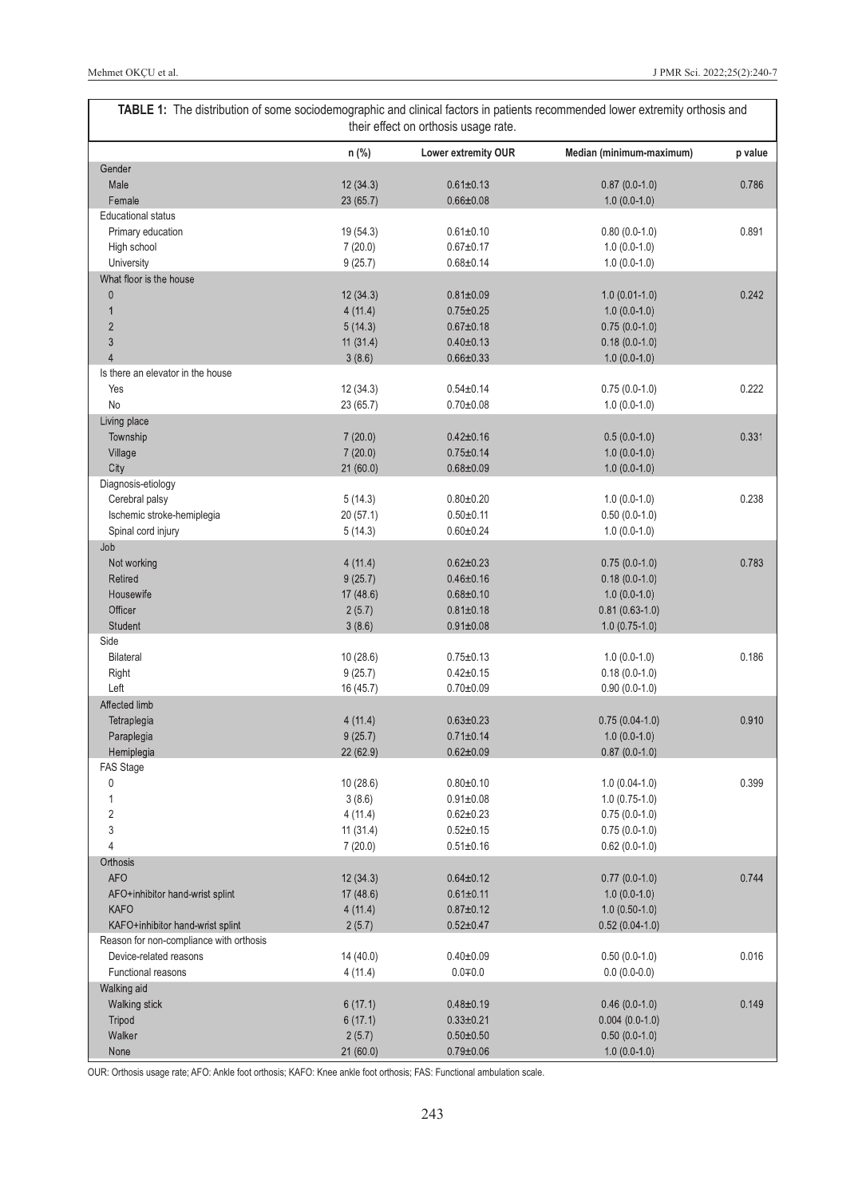**TABLE 1:** The distribution of some sociodemographic and clinical factors in patients recommended lower extremity orthosis and their effect on orthosis usage rate.

| | n (%) | Lower extremity OUR | Median (minimum-maximum) | p value |
|---|---|---|---|---|
| Gender | | | | |
| Male | 12 (34.3) | 0.61±0.13 | 0.87 (0.0-1.0) | 0.786 |
| Female | 23 (65.7) | 0.66±0.08 | 1.0 (0.0-1.0) | |
| Educational status | | | | |
| Primary education | 19 (54.3) | 0.61±0.10 | 0.80 (0.0-1.0) | 0.891 |
| High school | 7 (20.0) | 0.67±0.17 | 1.0 (0.0-1.0) | |
| University | 9 (25.7) | 0.68±0.14 | 1.0 (0.0-1.0) | |
| What floor is the house | | | | |
| 0 | 12 (34.3) | 0.81±0.09 | 1.0 (0.01-1.0) | 0.242 |
| 1 | 4 (11.4) | 0.75±0.25 | 1.0 (0.0-1.0) | |
| 2 | 5 (14.3) | 0.67±0.18 | 0.75 (0.0-1.0) | |
| 3 | 11 (31.4) | 0.40±0.13 | 0.18 (0.0-1.0) | |
| 4 | 3 (8.6) | 0.66±0.33 | 1.0 (0.0-1.0) | |
| Is there an elevator in the house | | | | |
| Yes | 12 (34.3) | 0.54±0.14 | 0.75 (0.0-1.0) | 0.222 |
| No | 23 (65.7) | 0.70±0.08 | 1.0 (0.0-1.0) | |
| Living place | | | | |
| Township | 7 (20.0) | 0.42±0.16 | 0.5 (0.0-1.0) | 0.331 |
| Village | 7 (20.0) | 0.75±0.14 | 1.0 (0.0-1.0) | |
| City | 21 (60.0) | 0.68±0.09 | 1.0 (0.0-1.0) | |
| Diagnosis-etiology | | | | |
| Cerebral palsy | 5 (14.3) | 0.80±0.20 | 1.0 (0.0-1.0) | 0.238 |
| Ischemic stroke-hemiplegia | 20 (57.1) | 0.50±0.11 | 0.50 (0.0-1.0) | |
| Spinal cord injury | 5 (14.3) | 0.60±0.24 | 1.0 (0.0-1.0) | |
| Job | | | | |
| Not working | 4 (11.4) | 0.62±0.23 | 0.75 (0.0-1.0) | 0.783 |
| Retired | 9 (25.7) | 0.46±0.16 | 0.18 (0.0-1.0) | |
| Housewife | 17 (48.6) | 0.68±0.10 | 1.0 (0.0-1.0) | |
| Officer | 2 (5.7) | 0.81±0.18 | 0.81 (0.63-1.0) | |
| Student | 3 (8.6) | 0.91±0.08 | 1.0 (0.75-1.0) | |
| Side | | | | |
| Bilateral | 10 (28.6) | 0.75±0.13 | 1.0 (0.0-1.0) | 0.186 |
| Right | 9 (25.7) | 0.42±0.15 | 0.18 (0.0-1.0) | |
| Left | 16 (45.7) | 0.70±0.09 | 0.90 (0.0-1.0) | |
| Affected limb | | | | |
| Tetraplegia | 4 (11.4) | 0.63±0.23 | 0.75 (0.04-1.0) | 0.910 |
| Paraplegia | 9 (25.7) | 0.71±0.14 | 1.0 (0.0-1.0) | |
| Hemiplegia | 22 (62.9) | 0.62±0.09 | 0.87 (0.0-1.0) | |
| FAS Stage | | | | |
| 0 | 10 (28.6) | 0.80±0.10 | 1.0 (0.04-1.0) | 0.399 |
| 1 | 3 (8.6) | 0.91±0.08 | 1.0 (0.75-1.0) | |
| 2 | 4 (11.4) | 0.62±0.23 | 0.75 (0.0-1.0) | |
| 3 | 11 (31.4) | 0.52±0.15 | 0.75 (0.0-1.0) | |
| 4 | 7 (20.0) | 0.51±0.16 | 0.62 (0.0-1.0) | |
| Orthosis | | | | |
| AFO | 12 (34.3) | 0.64±0.12 | 0.77 (0.0-1.0) | 0.744 |
| AFO+inhibitor hand-wrist splint | 17 (48.6) | 0.61±0.11 | 1.0 (0.0-1.0) | |
| KAFO | 4 (11.4) | 0.87±0.12 | 1.0 (0.50-1.0) | |
| KAFO+inhibitor hand-wrist splint | 2 (5.7) | 0.52±0.47 | 0.52 (0.04-1.0) | |
| Reason for non-compliance with orthosis | | | | |
| Device-related reasons | 14 (40.0) | 0.40±0.09 | 0.50 (0.0-1.0) | 0.016 |
| Functional reasons | 4 (11.4) | 0.0∓0.0 | 0.0 (0.0-0.0) | |
| Walking aid | | | | |
| Walking stick | 6 (17.1) | 0.48±0.19 | 0.46 (0.0-1.0) | 0.149 |
| Tripod | 6 (17.1) | 0.33±0.21 | 0.004 (0.0-1.0) | |
| Walker | 2 (5.7) | 0.50±0.50 | 0.50 (0.0-1.0) | |
| None | 21 (60.0) | 0.79±0.06 | 1.0 (0.0-1.0) | |

OUR: Orthosis usage rate; AFO: Ankle foot orthosis; KAFO: Knee ankle foot orthosis; FAS: Functional ambulation scale.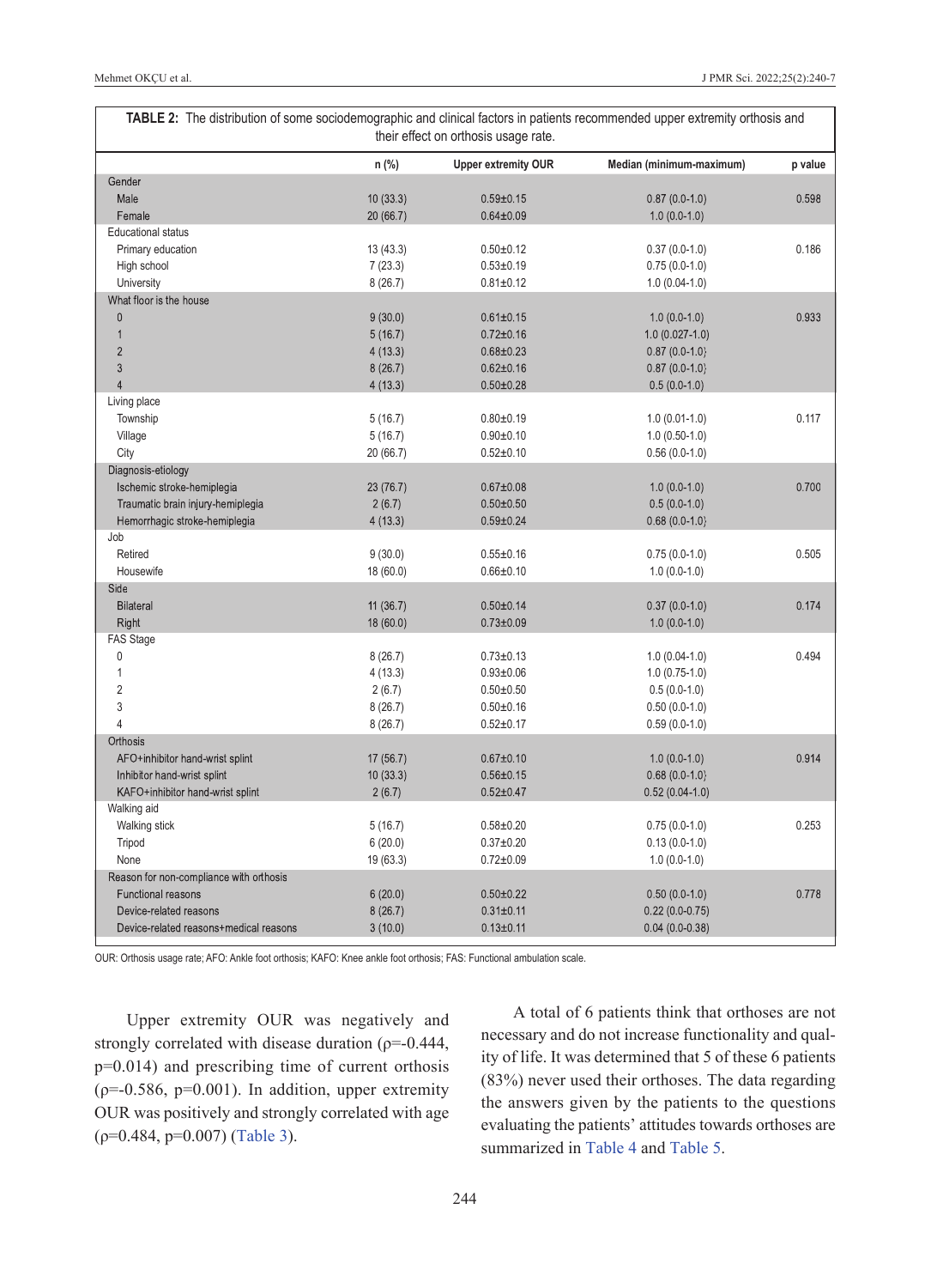**TABLE 2:** The distribution of some sociodemographic and clinical factors in patients recommended upper extremity orthosis and their effect on orthosis usage rate.

| | n (%) | Upper extremity OUR | Median (minimum-maximum) | p value |
|---|---|---|---|---|
| Gender | | | | |
| Male | 10 (33.3) | 0.59±0.15 | 0.87 (0.0-1.0) | 0.598 |
| Female | 20 (66.7) | 0.64±0.09 | 1.0 (0.0-1.0) | |
| Educational status | | | | |
| Primary education | 13 (43.3) | 0.50±0.12 | 0.37 (0.0-1.0) | 0.186 |
| High school | 7 (23.3) | 0.53±0.19 | 0.75 (0.0-1.0) | |
| University | 8 (26.7) | 0.81±0.12 | 1.0 (0.04-1.0) | |
| What floor is the house | | | | |
| 0 | 9 (30.0) | 0.61±0.15 | 1.0 (0.0-1.0) | 0.933 |
| 1 | 5 (16.7) | 0.72±0.16 | 1.0 (0.027-1.0) | |
| 2 | 4 (13.3) | 0.68±0.23 | 0.87 (0.0-1.0) | |
| 3 | 8 (26.7) | 0.62±0.16 | 0.87 (0.0-1.0) | |
| 4 | 4 (13.3) | 0.50±0.28 | 0.5 (0.0-1.0) | |
| Living place | | | | |
| Township | 5 (16.7) | 0.80±0.19 | 1.0 (0.01-1.0) | 0.117 |
| Village | 5 (16.7) | 0.90±0.10 | 1.0 (0.50-1.0) | |
| City | 20 (66.7) | 0.52±0.10 | 0.56 (0.0-1.0) | |
| Diagnosis-etiology | | | | |
| Ischemic stroke-hemiplegia | 23 (76.7) | 0.67±0.08 | 1.0 (0.0-1.0) | 0.700 |
| Traumatic brain injury-hemiplegia | 2 (6.7) | 0.50±0.50 | 0.5 (0.0-1.0) | |
| Hemorrhagic stroke-hemiplegia | 4 (13.3) | 0.59±0.24 | 0.68 (0.0-1.0) | |
| Job | | | | |
| Retired | 9 (30.0) | 0.55±0.16 | 0.75 (0.0-1.0) | 0.505 |
| Housewife | 18 (60.0) | 0.66±0.10 | 1.0 (0.0-1.0) | |
| Side | | | | |
| Bilateral | 11 (36.7) | 0.50±0.14 | 0.37 (0.0-1.0) | 0.174 |
| Right | 18 (60.0) | 0.73±0.09 | 1.0 (0.0-1.0) | |
| FAS Stage | | | | |
| 0 | 8 (26.7) | 0.73±0.13 | 1.0 (0.04-1.0) | 0.494 |
| 1 | 4 (13.3) | 0.93±0.06 | 1.0 (0.75-1.0) | |
| 2 | 2 (6.7) | 0.50±0.50 | 0.5 (0.0-1.0) | |
| 3 | 8 (26.7) | 0.50±0.16 | 0.50 (0.0-1.0) | |
| 4 | 8 (26.7) | 0.52±0.17 | 0.59 (0.0-1.0) | |
| Orthosis | | | | |
| AFO+inhibitor hand-wrist splint | 17 (56.7) | 0.67±0.10 | 1.0 (0.0-1.0) | 0.914 |
| Inhibitor hand-wrist splint | 10 (33.3) | 0.56±0.15 | 0.68 (0.0-1.0) | |
| KAFO+inhibitor hand-wrist splint | 2 (6.7) | 0.52±0.47 | 0.52 (0.04-1.0) | |
| Walking aid | | | | |
| Walking stick | 5 (16.7) | 0.58±0.20 | 0.75 (0.0-1.0) | 0.253 |
| Tripod | 6 (20.0) | 0.37±0.20 | 0.13 (0.0-1.0) | |
| None | 19 (63.3) | 0.72±0.09 | 1.0 (0.0-1.0) | |
| Reason for non-compliance with orthosis | | | | |
| Functional reasons | 6 (20.0) | 0.50±0.22 | 0.50 (0.0-1.0) | 0.778 |
| Device-related reasons | 8 (26.7) | 0.31±0.11 | 0.22 (0.0-0.75) | |
| Device-related reasons+medical reasons | 3 (10.0) | 0.13±0.11 | 0.04 (0.0-0.38) | |

OUR: Orthosis usage rate; AFO: Ankle foot orthosis; KAFO: Knee ankle foot orthosis; FAS: Functional ambulation scale.

Upper extremity OUR was negatively and strongly correlated with disease duration (ρ=-0.444, p=0.014) and prescribing time of current orthosis (ρ=-0.586, p=0.001). In addition, upper extremity OUR was positively and strongly correlated with age (ρ=0.484, p=0.007) (Table 3).

A total of 6 patients think that orthoses are not necessary and do not increase functionality and quality of life. It was determined that 5 of these 6 patients (83%) never used their orthoses. The data regarding the answers given by the patients to the questions evaluating the patients' attitudes towards orthoses are summarized in Table 4 and Table 5.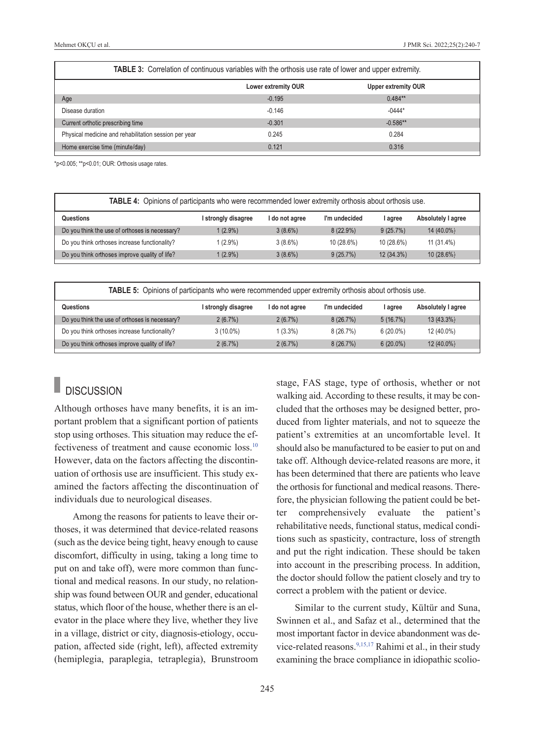**TABLE 3:** Correlation of continuous variables with the orthosis use rate of lower and upper extremity.

| | Lower extremity OUR | Upper extremity OUR |
|---|---|---|
| Age | -0.195 | 0.484** |
| Disease duration | -0.146 | -0444* |
| Current orthotic prescribing time | -0.301 | -0.586** |
| Physical medicine and rehabilitation session per year | 0.245 | 0.284 |
| Home exercise time (minute/day) | 0.121 | 0.316 |

*p<0.005; **p<0.01; OUR: Orthosis usage rates.

**TABLE 4:** Opinions of participants who were recommended lower extremity orthosis about orthosis use.

| Questions | I strongly disagree | I do not agree | I'm undecided | I agree | Absolutely I agree |
|---|---|---|---|---|---|
| Do you think the use of orthoses is necessary? | 1 (2.9%) | 3 (8.6%) | 8 (22.9%) | 9 (25.7%) | 14 (40.0%) |
| Do you think orthoses increase functionality? | 1 (2.9%) | 3 (8.6%) | 10 (28.6%) | 10 (28.6%) | 11 (31.4%) |
| Do you think orthoses improve quality of life? | 1 (2.9%) | 3 (8.6%) | 9 (25.7%) | 12 (34.3%) | 10 (28.6%) |

**TABLE 5:** Opinions of participants who were recommended upper extremity orthosis about orthosis use.

| Questions | I strongly disagree | I do not agree | I'm undecided | I agree | Absolutely I agree |
|---|---|---|---|---|---|
| Do you think the use of orthoses is necessary? | 2 (6.7%) | 2 (6.7%) | 8 (26.7%) | 5 (16.7%) | 13 (43.3%) |
| Do you think orthoses increase functionality? | 3 (10.0%) | 1 (3.3%) | 8 (26.7%) | 6 (20.0%) | 12 (40.0%) |
| Do you think orthoses improve quality of life? | 2 (6.7%) | 2 (6.7%) | 8 (26.7%) | 6 (20.0%) | 12 (40.0%) |

## DISCUSSION

Although orthoses have many benefits, it is an important problem that a significant portion of patients stop using orthoses. This situation may reduce the effectiveness of treatment and cause economic loss.[10] However, data on the factors affecting the discontinuation of orthosis use are insufficient. This study examined the factors affecting the discontinuation of individuals due to neurological diseases.

Among the reasons for patients to leave their orthoses, it was determined that device-related reasons (such as the device being tight, heavy enough to cause discomfort, difficulty in using, taking a long time to put on and take off), were more common than functional and medical reasons. In our study, no relationship was found between OUR and gender, educational status, which floor of the house, whether there is an elevator in the place where they live, whether they live in a village, district or city, diagnosis-etiology, occupation, affected side (right, left), affected extremity (hemiplegia, paraplegia, tetraplegia), Brunstroom stage, FAS stage, type of orthosis, whether or not walking aid. According to these results, it may be concluded that the orthoses may be designed better, produced from lighter materials, and not to squeeze the patient's extremities at an uncomfortable level. It should also be manufactured to be easier to put on and take off. Although device-related reasons are more, it has been determined that there are patients who leave the orthosis for functional and medical reasons. Therefore, the physician following the patient could be better comprehensively evaluate the patient's rehabilitative needs, functional status, medical conditions such as spasticity, contracture, loss of strength and put the right indication. These should be taken into account in the prescribing process. In addition, the doctor should follow the patient closely and try to correct a problem with the patient or device.

Similar to the current study, Kültür and Suna, Swinnen et al., and Safaz et al., determined that the most important factor in device abandonment was device-related reasons.[9,15,17] Rahimi et al., in their study examining the brace compliance in idiopathic scolio-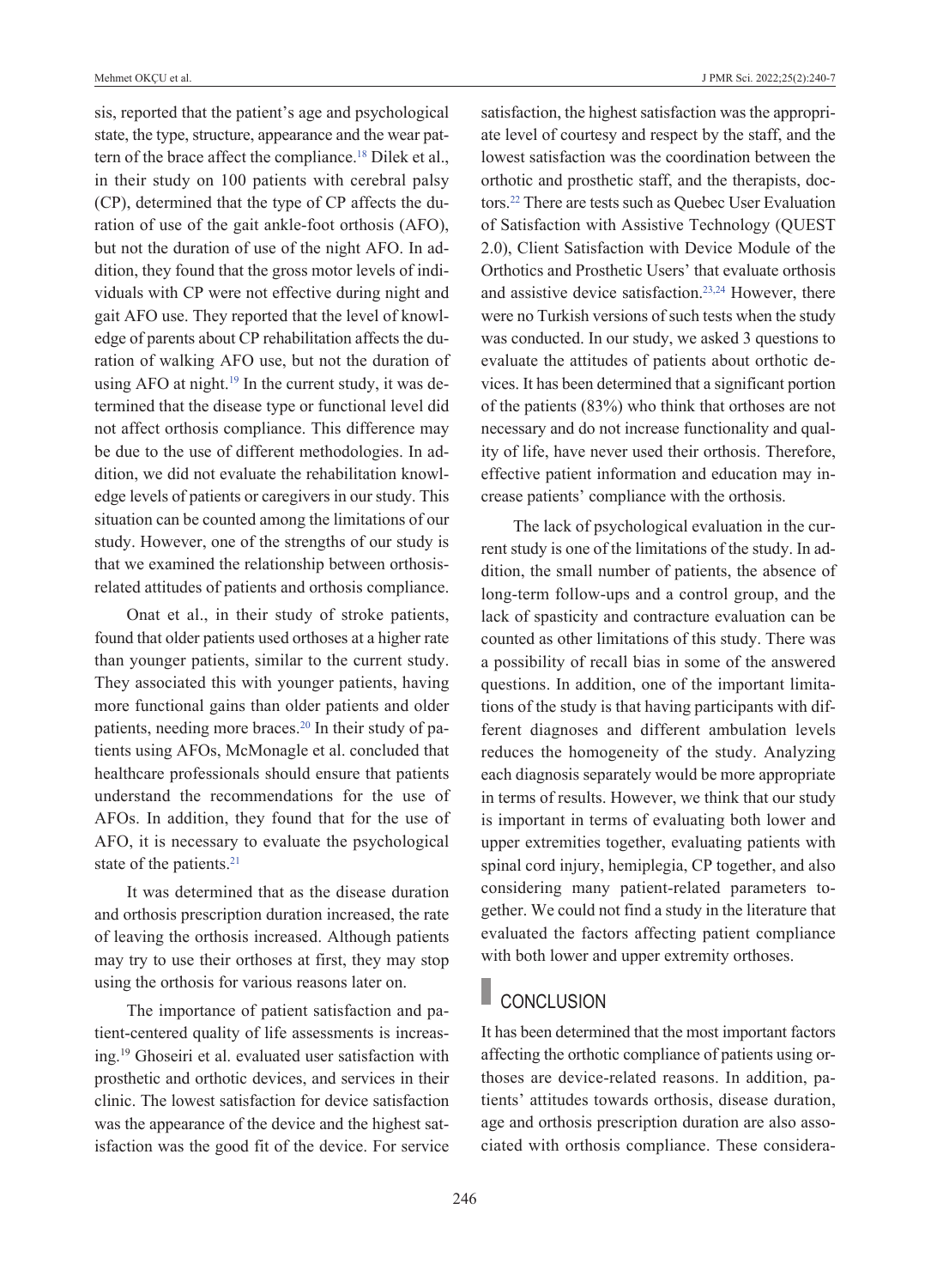sis, reported that the patient's age and psychological state, the type, structure, appearance and the wear pattern of the brace affect the compliance.[18] Dilek et al., in their study on 100 patients with cerebral palsy (CP), determined that the type of CP affects the duration of use of the gait ankle-foot orthosis (AFO), but not the duration of use of the night AFO. In addition, they found that the gross motor levels of individuals with CP were not effective during night and gait AFO use. They reported that the level of knowledge of parents about CP rehabilitation affects the duration of walking AFO use, but not the duration of using AFO at night.[19] In the current study, it was determined that the disease type or functional level did not affect orthosis compliance. This difference may be due to the use of different methodologies. In addition, we did not evaluate the rehabilitation knowledge levels of patients or caregivers in our study. This situation can be counted among the limitations of our study. However, one of the strengths of our study is that we examined the relationship between orthosis-related attitudes of patients and orthosis compliance.

Onat et al., in their study of stroke patients, found that older patients used orthoses at a higher rate than younger patients, similar to the current study. They associated this with younger patients, having more functional gains than older patients and older patients, needing more braces.[20] In their study of patients using AFOs, McMonagle et al. concluded that healthcare professionals should ensure that patients understand the recommendations for the use of AFOs. In addition, they found that for the use of AFO, it is necessary to evaluate the psychological state of the patients.[21]

It was determined that as the disease duration and orthosis prescription duration increased, the rate of leaving the orthosis increased. Although patients may try to use their orthoses at first, they may stop using the orthosis for various reasons later on.

The importance of patient satisfaction and patient-centered quality of life assessments is increasing.[19] Ghoseiri et al. evaluated user satisfaction with prosthetic and orthotic devices, and services in their clinic. The lowest satisfaction for device satisfaction was the appearance of the device and the highest satisfaction was the good fit of the device. For service satisfaction, the highest satisfaction was the appropriate level of courtesy and respect by the staff, and the lowest satisfaction was the coordination between the orthotic and prosthetic staff, and the therapists, doctors.[22] There are tests such as Quebec User Evaluation of Satisfaction with Assistive Technology (QUEST 2.0), Client Satisfaction with Device Module of the Orthotics and Prosthetic Users' that evaluate orthosis and assistive device satisfaction.[23,24] However, there were no Turkish versions of such tests when the study was conducted. In our study, we asked 3 questions to evaluate the attitudes of patients about orthotic devices. It has been determined that a significant portion of the patients (83%) who think that orthoses are not necessary and do not increase functionality and quality of life, have never used their orthosis. Therefore, effective patient information and education may increase patients' compliance with the orthosis.

The lack of psychological evaluation in the current study is one of the limitations of the study. In addition, the small number of patients, the absence of long-term follow-ups and a control group, and the lack of spasticity and contracture evaluation can be counted as other limitations of this study. There was a possibility of recall bias in some of the answered questions. In addition, one of the important limitations of the study is that having participants with different diagnoses and different ambulation levels reduces the homogeneity of the study. Analyzing each diagnosis separately would be more appropriate in terms of results. However, we think that our study is important in terms of evaluating both lower and upper extremities together, evaluating patients with spinal cord injury, hemiplegia, CP together, and also considering many patient-related parameters together. We could not find a study in the literature that evaluated the factors affecting patient compliance with both lower and upper extremity orthoses.

## CONCLUSION

It has been determined that the most important factors affecting the orthotic compliance of patients using orthoses are device-related reasons. In addition, patients' attitudes towards orthosis, disease duration, age and orthosis prescription duration are also associated with orthosis compliance. These considera-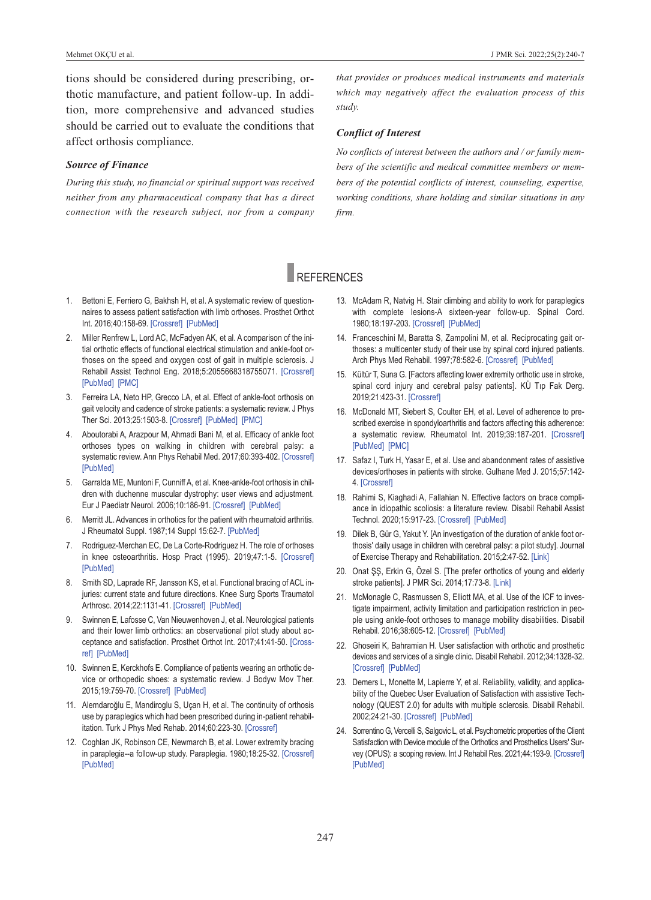tions should be considered during prescribing, orthotic manufacture, and patient follow-up. In addition, more comprehensive and advanced studies should be carried out to evaluate the conditions that affect orthosis compliance.

### Source of Finance

*During this study, no financial or spiritual support was received neither from any pharmaceutical company that has a direct connection with the research subject, nor from a company that provides or produces medical instruments and materials which may negatively affect the evaluation process of this study.*

### Conflict of Interest

*No conflicts of interest between the authors and / or family members of the scientific and medical committee members or members of the potential conflicts of interest, counseling, expertise, working conditions, share holding and similar situations in any firm.*

## REFERENCES

1. Bettoni E, Ferriero G, Bakhsh H, et al. A systematic review of questionnaires to assess patient satisfaction with limb orthoses. Prosthet Orthot Int. 2016;40:158-69. [Crossref] [PubMed]
2. Miller Renfrew L, Lord AC, McFadyen AK, et al. A comparison of the initial orthotic effects of functional electrical stimulation and ankle-foot orthoses on the speed and oxygen cost of gait in multiple sclerosis. J Rehabil Assist Technol Eng. 2018;5:2055668318755071. [Crossref] [PubMed] [PMC]
3. Ferreira LA, Neto HP, Grecco LA, et al. Effect of ankle-foot orthosis on gait velocity and cadence of stroke patients: a systematic review. J Phys Ther Sci. 2013;25:1503-8. [Crossref] [PubMed] [PMC]
4. Aboutorabi A, Arazpour M, Ahmadi Bani M, et al. Efficacy of ankle foot orthoses types on walking in children with cerebral palsy: a systematic review. Ann Phys Rehabil Med. 2017;60:393-402. [Crossref] [PubMed]
5. Garralda ME, Muntoni F, Cunniff A, et al. Knee-ankle-foot orthosis in children with duchenne muscular dystrophy: user views and adjustment. Eur J Paediatr Neurol. 2006;10:186-91. [Crossref] [PubMed]
6. Merritt JL. Advances in orthotics for the patient with rheumatoid arthritis. J Rheumatol Suppl. 1987;14 Suppl 15:62-7. [PubMed]
7. Rodriguez-Merchan EC, De La Corte-Rodriguez H. The role of orthoses in knee osteoarthritis. Hosp Pract (1995). 2019;47:1-5. [Crossref] [PubMed]
8. Smith SD, Laprade RF, Jansson KS, et al. Functional bracing of ACL injuries: current state and future directions. Knee Surg Sports Traumatol Arthrosc. 2014;22:1131-41. [Crossref] [PubMed]
9. Swinnen E, Lafosse C, Van Nieuwenhoven J, et al. Neurological patients and their lower limb orthotics: an observational pilot study about acceptance and satisfaction. Prosthet Orthot Int. 2017;41:41-50. [Crossref] [PubMed]
10. Swinnen E, Kerckhofs E. Compliance of patients wearing an orthotic device or orthopedic shoes: a systematic review. J Bodyw Mov Ther. 2015;19:759-70. [Crossref] [PubMed]
11. Alemdaroğlu E, Mandiroglu S, Uçan H, et al. The continuity of orthosis use by paraplegics which had been prescribed during in-patient rehabilitation. Turk J Phys Med Rehab. 2014;60:223-30. [Crossref]
12. Coghlan JK, Robinson CE, Newmarch B, et al. Lower extremity bracing in paraplegia--a follow-up study. Paraplegia. 1980;18:25-32. [Crossref] [PubMed]
13. McAdam R, Natvig H. Stair climbing and ability to work for paraplegics with complete lesions-A sixteen-year follow-up. Spinal Cord. 1980;18:197-203. [Crossref] [PubMed]
14. Franceschini M, Baratta S, Zampolini M, et al. Reciprocating gait orthoses: a multicenter study of their use by spinal cord injured patients. Arch Phys Med Rehabil. 1997;78:582-6. [Crossref] [PubMed]
15. Kültür T, Suna G. [Factors affecting lower extremity orthotic use in stroke, spinal cord injury and cerebral palsy patients]. KÜ Tıp Fak Derg. 2019;21:423-31. [Crossref]
16. McDonald MT, Siebert S, Coulter EH, et al. Level of adherence to prescribed exercise in spondyloarthritis and factors affecting this adherence: a systematic review. Rheumatol Int. 2019;39:187-201. [Crossref] [PubMed] [PMC]
17. Safaz I, Turk H, Yasar E, et al. Use and abandonment rates of assistive devices/orthoses in patients with stroke. Gulhane Med J. 2015;57:142-4. [Crossref]
18. Rahimi S, Kiaghadi A, Fallahian N. Effective factors on brace compliance in idiopathic scoliosis: a literature review. Disabil Rehabil Assist Technol. 2020;15:917-23. [Crossref] [PubMed]
19. Dilek B, Gür G, Yakut Y. [An investigation of the duration of ankle foot orthosis' daily usage in children with cerebral palsy: a pilot study]. Journal of Exercise Therapy and Rehabilitation. 2015;2:47-52. [Link]
20. Onat ŞŞ, Erkin G, Özel S. [The prefer orthotics of young and elderly stroke patients]. J PMR Sci. 2014;17:73-8. [Link]
21. McMonagle C, Rasmussen S, Elliott MA, et al. Use of the ICF to investigate impairment, activity limitation and participation restriction in people using ankle-foot orthoses to manage mobility disabilities. Disabil Rehabil. 2016;38:605-12. [Crossref] [PubMed]
22. Ghoseiri K, Bahramian H. User satisfaction with orthotic and prosthetic devices and services of a single clinic. Disabil Rehabil. 2012;34:1328-32. [Crossref] [PubMed]
23. Demers L, Monette M, Lapierre Y, et al. Reliability, validity, and applicability of the Quebec User Evaluation of Satisfaction with assistive Technology (QUEST 2.0) for adults with multiple sclerosis. Disabil Rehabil. 2002;24:21-30. [Crossref] [PubMed]
24. Sorrentino G, Vercelli S, Salgovic L, et al. Psychometric properties of the Client Satisfaction with Device module of the Orthotics and Prosthetics Users' Survey (OPUS): a scoping review. Int J Rehabil Res. 2021;44:193-9. [Crossref] [PubMed]